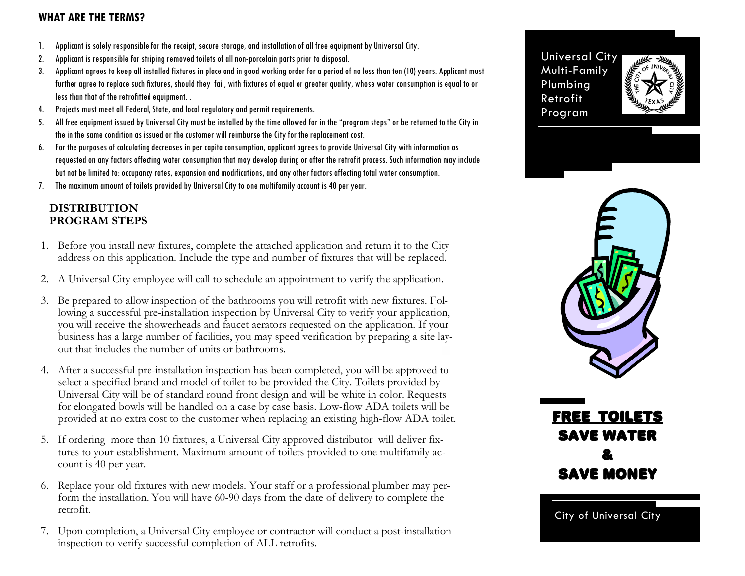## WHAT ARE THE TERMS?

1. Applicant is solely responsible for the receipt, secure storage, and installation of all free equipment by Universal City.
2. Applicant is responsible for striping removed toilets of all non-porcelain parts prior to disposal.
3. Applicant agrees to keep all installed fixtures in place and in good working order for a period of no less than ten (10) years. Applicant must further agree to replace such fixtures, should they fail, with fixtures of equal or greater quality, whose water consumption is equal to or less than that of the retrofitted equipment. .
4. Projects must meet all Federal, State, and local regulatory and permit requirements.
5. All free equipment issued by Universal City must be installed by the time allowed for in the "program steps" or be returned to the City in the in the same condition as issued or the customer will reimburse the City for the replacement cost.
6. For the purposes of calculating decreases in per capita consumption, applicant agrees to provide Universal City with information as requested on any factors affecting water consumption that may develop during or after the retrofit process. Such information may include but not be limited to: occupancy rates, expansion and modifications, and any other factors affecting total water consumption.
7. The maximum amount of toilets provided by Universal City to one multifamily account is 40 per year.

## DISTRIBUTION PROGRAM STEPS

1. Before you install new fixtures, complete the attached application and return it to the City address on this application. Include the type and number of fixtures that will be replaced.
2. A Universal City employee will call to schedule an appointment to verify the application.
3. Be prepared to allow inspection of the bathrooms you will retrofit with new fixtures. Following a successful pre-installation inspection by Universal City to verify your application, you will receive the showerheads and faucet aerators requested on the application. If your business has a large number of facilities, you may speed verification by preparing a site layout that includes the number of units or bathrooms.
4. After a successful pre-installation inspection has been completed, you will be approved to select a specified brand and model of toilet to be provided the City. Toilets provided by Universal City will be of standard round front design and will be white in color. Requests for elongated bowls will be handled on a case by case basis. Low-flow ADA toilets will be provided at no extra cost to the customer when replacing an existing high-flow ADA toilet.
5. If ordering more than 10 fixtures, a Universal City approved distributor will deliver fixtures to your establishment. Maximum amount of toilets provided to one multifamily account is 40 per year.
6. Replace your old fixtures with new models. Your staff or a professional plumber may perform the installation. You will have 60-90 days from the date of delivery to complete the retrofit.
7. Upon completion, a Universal City employee or contractor will conduct a post-installation inspection to verify successful completion of ALL retrofits.

# Universal City Multi-Family Plumbing Retrofit Program

## FREE TOILETS SAVE WATER & SAVE MONEY

City of Universal City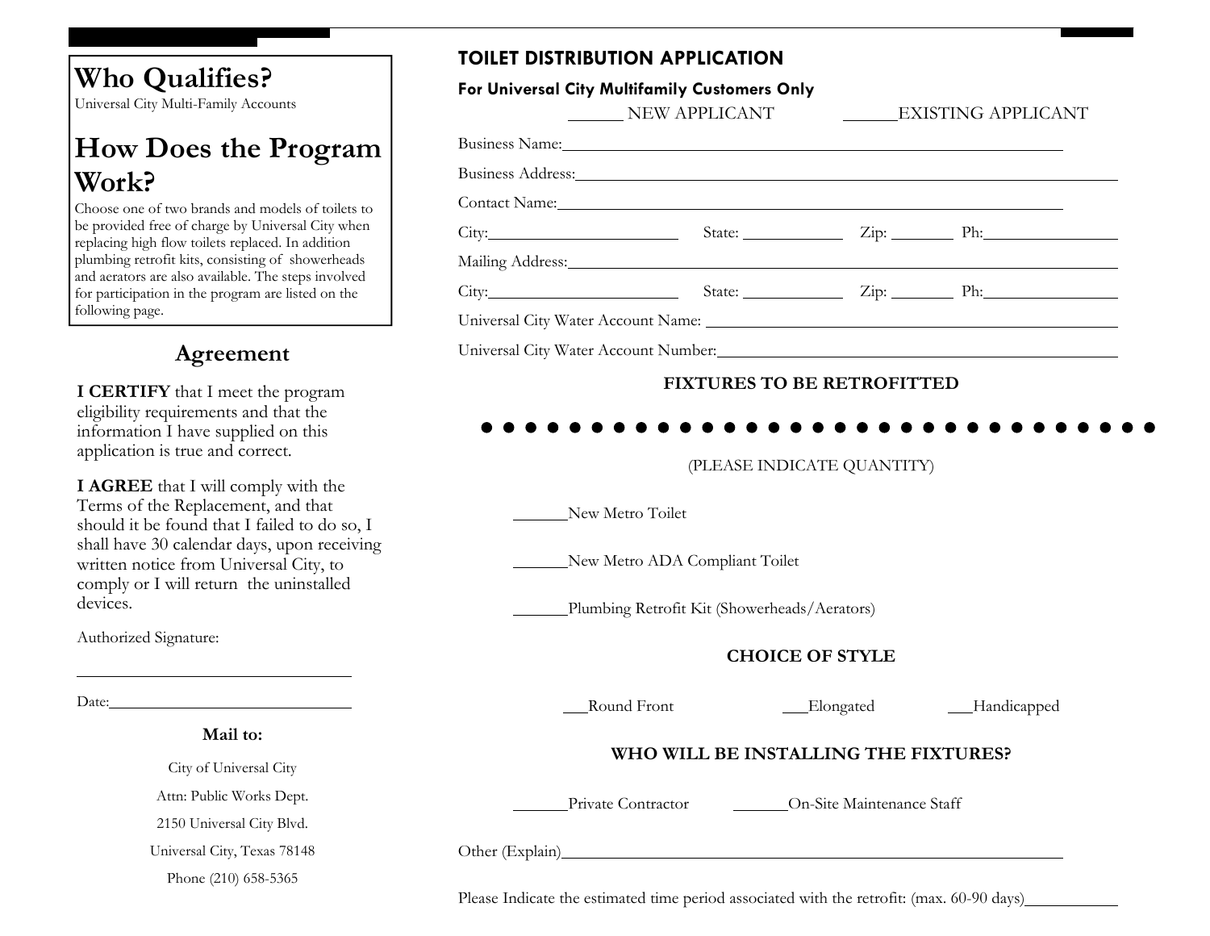## Who Qualifies?

Universal City Multi-Family Accounts

## How Does the Program Work?

Choose one of two brands and models of toilets to be provided free of charge by Universal City when replacing high flow toilets replaced. In addition plumbing retrofit kits, consisting of showerheads and aerators are also available. The steps involved for participation in the program are listed on the following page.

## Agreement

**I CERTIFY** that I meet the program eligibility requirements and that the information I have supplied on this application is true and correct.

**I AGREE** that I will comply with the Terms of the Replacement, and that should it be found that I failed to do so, I shall have 30 calendar days, upon receiving written notice from Universal City, to comply or I will return the uninstalled devices.

Authorized Signature:

______________________________

Date:______________________________

**Mail to:**

City of Universal City

Attn: Public Works Dept.

2150 Universal City Blvd.

Universal City, Texas 78148

Phone (210) 658-5365

## TOILET DISTRIBUTION APPLICATION

**For Universal City Multifamily Customers Only**

______ NEW APPLICANT ______EXISTING APPLICANT

Business Name:______________________________

Business Address:______________________________

Contact Name:______________________________

City:____________ State: ________ Zip: ______ Ph:____________

Mailing Address:______________________________

City:____________ State: ________ Zip: ______ Ph:____________

Universal City Water Account Name: ______________________________

Universal City Water Account Number:______________________________

### FIXTURES TO BE RETROFITTED

(PLEASE INDICATE QUANTITY)

______New Metro Toilet

______New Metro ADA Compliant Toilet

______Plumbing Retrofit Kit (Showerheads/Aerators)

### CHOICE OF STYLE

___Round Front ___Elongated ___Handicapped

### WHO WILL BE INSTALLING THE FIXTURES?

______Private Contractor ______On-Site Maintenance Staff

Other (Explain)______________________________

Please Indicate the estimated time period associated with the retrofit: (max. 60-90 days)__________